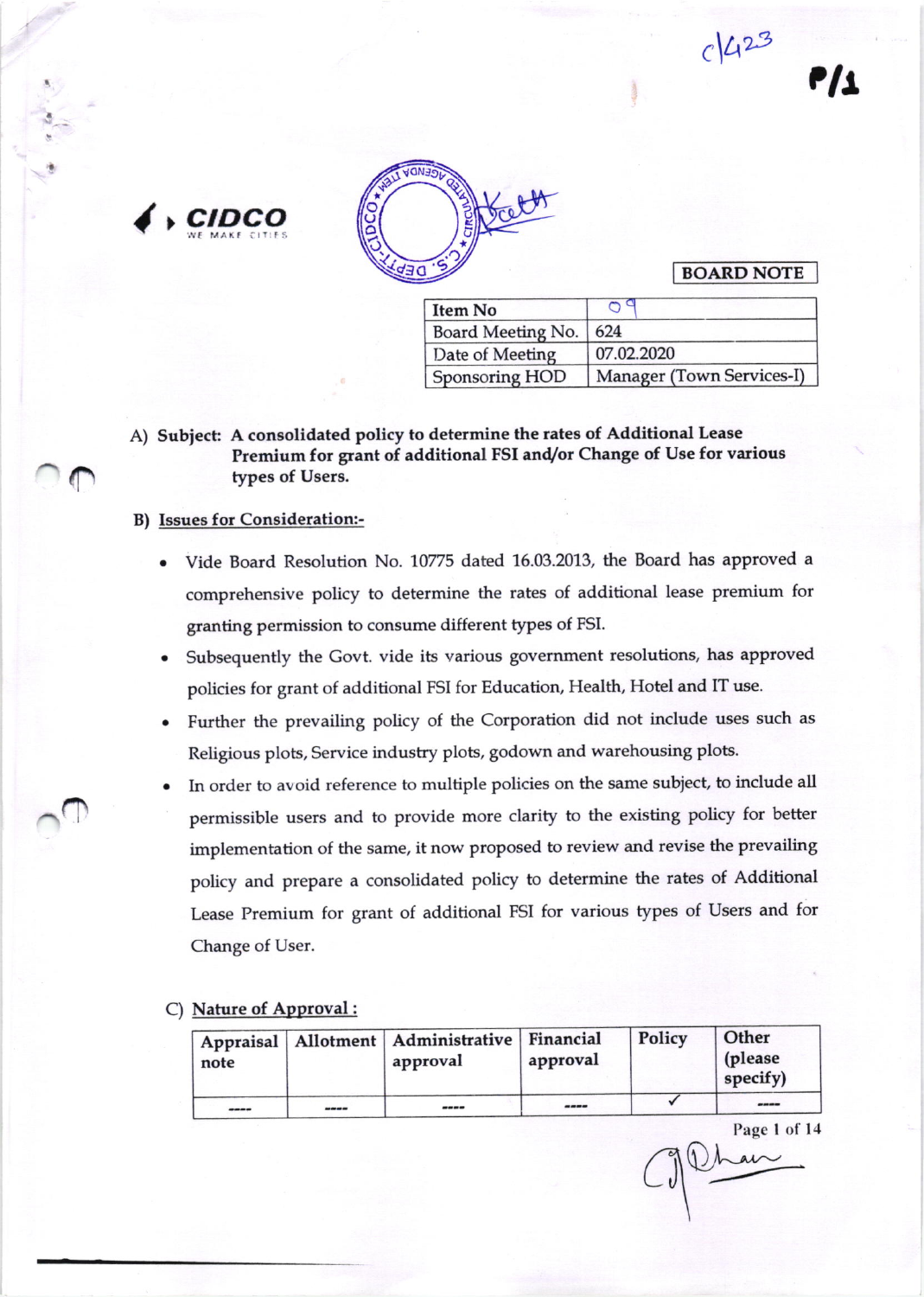CIDCO
WE MAKE CITIES

**BOARD NOTE**

| Item No | 09 |
|---|---|
| Board Meeting No. | 624 |
| Date of Meeting | 07.02.2020 |
| Sponsoring HOD | Manager (Town Services-I) |

A) **Subject: A consolidated policy to determine the rates of Additional Lease Premium for grant of additional FSI and/or Change of Use for various types of Users.**

B) **Issues for Consideration:-**

- Vide Board Resolution No. 10775 dated 16.03.2013, the Board has approved a comprehensive policy to determine the rates of additional lease premium for granting permission to consume different types of FSI.
- Subsequently the Govt. vide its various government resolutions, has approved policies for grant of additional FSI for Education, Health, Hotel and IT use.
- Further the prevailing policy of the Corporation did not include uses such as Religious plots, Service industry plots, godown and warehousing plots.
- In order to avoid reference to multiple policies on the same subject, to include all permissible users and to provide more clarity to the existing policy for better implementation of the same, it now proposed to review and revise the prevailing policy and prepare a consolidated policy to determine the rates of Additional Lease Premium for grant of additional FSI for various types of Users and for Change of User.

C) **Nature of Approval :**

| Appraisal note | Allotment | Administrative approval | Financial approval | Policy | Other (please specify) |
|---|---|---|---|---|---|
| ---- | ---- | ---- | ---- | ✓ | ---- |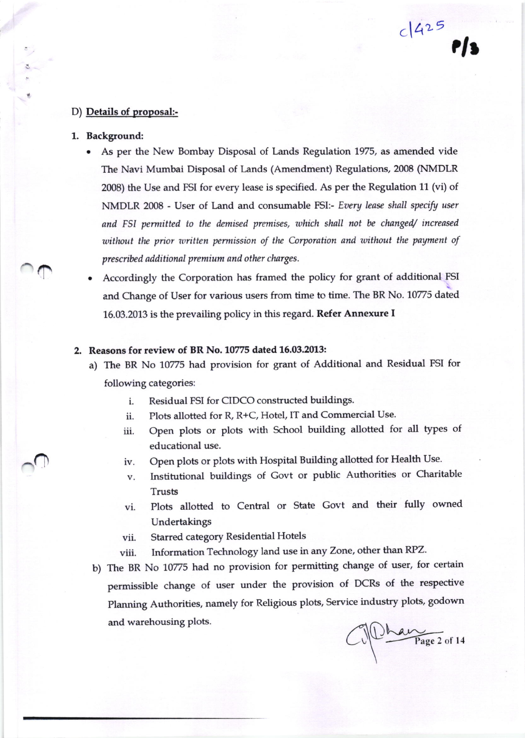D) **Details of proposal:-**

1. **Background:**
   - As per the New Bombay Disposal of Lands Regulation 1975, as amended vide The Navi Mumbai Disposal of Lands (Amendment) Regulations, 2008 (NMDLR 2008) the Use and FSI for every lease is specified. As per the Regulation 11 (vi) of NMDLR 2008 - User of Land and consumable FSI:- *Every lease shall specify user and FSI permitted to the demised premises, which shall not be changed/ increased without the prior written permission of the Corporation and without the payment of prescribed additional premium and other charges.*
   - Accordingly the Corporation has framed the policy for grant of additional FSI and Change of User for various users from time to time. The BR No. 10775 dated 16.03.2013 is the prevailing policy in this regard. **Refer Annexure I**

2. **Reasons for review of BR No. 10775 dated 16.03.2013:**

   a) The BR No 10775 had provision for grant of Additional and Residual FSI for following categories:

      i. Residual FSI for CIDCO constructed buildings.

      ii. Plots allotted for R, R+C, Hotel, IT and Commercial Use.

      iii. Open plots or plots with School building allotted for all types of educational use.

      iv. Open plots or plots with Hospital Building allotted for Health Use.

      v. Institutional buildings of Govt or public Authorities or Charitable Trusts

      vi. Plots allotted to Central or State Govt and their fully owned Undertakings

      vii. Starred category Residential Hotels

      viii. Information Technology land use in any Zone, other than RPZ.

   b) The BR No 10775 had no provision for permitting change of user, for certain permissible change of user under the provision of DCRs of the respective Planning Authorities, namely for Religious plots, Service industry plots, godown and warehousing plots.